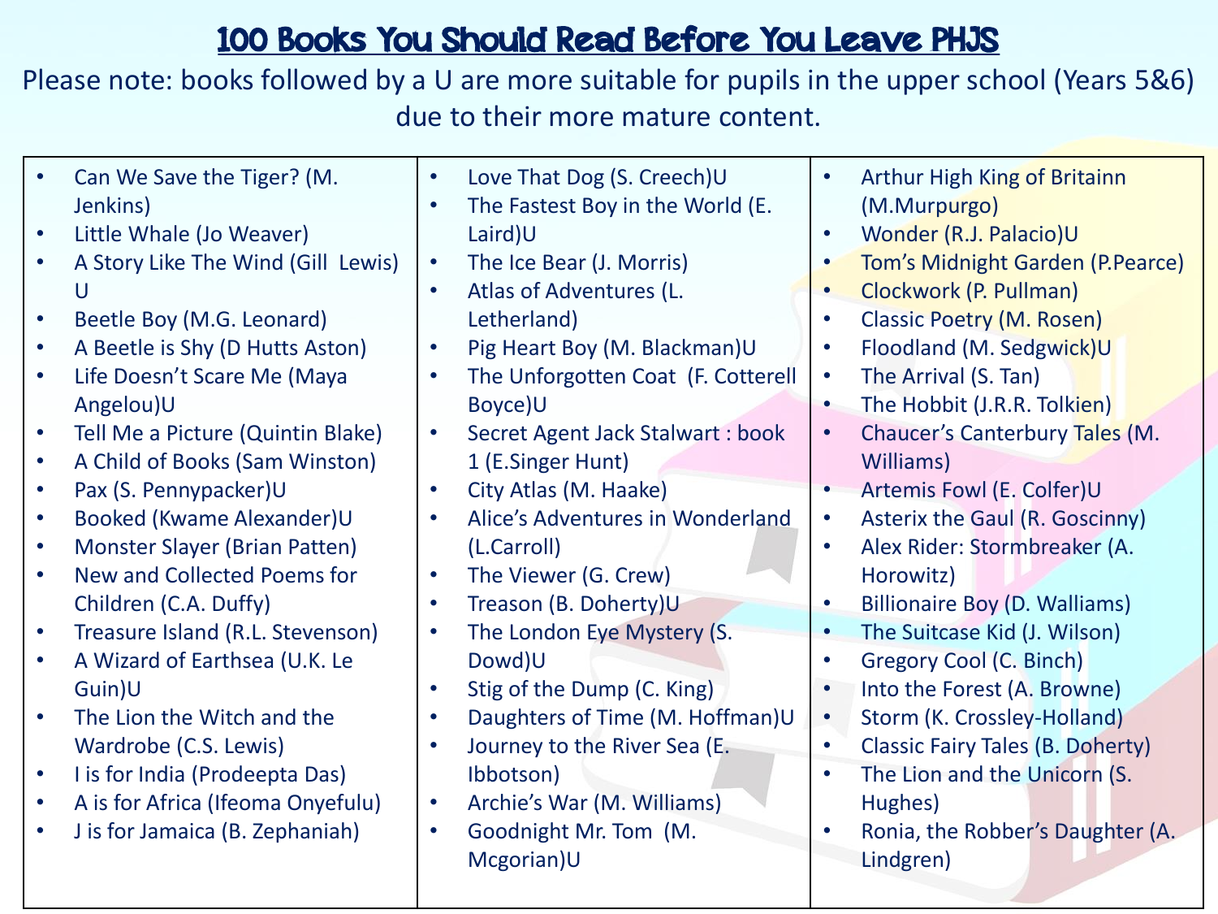# 100 Books You Should Read Before You Leave PHJS

Please note: books followed by a U are more suitable for pupils in the upper school (Years 5&6) due to their more mature content.

- Can We Save the Tiger? (M. Jenkins)
- Little Whale (Jo Weaver)
- A Story Like The Wind (Gill Lewis) U
- Beetle Boy (M.G. Leonard)
- A Beetle is Shy (D Hutts Aston)
- Life Doesn't Scare Me (Maya Angelou)U
- Tell Me a Picture (Quintin Blake)
- A Child of Books (Sam Winston)
- Pax (S. Pennypacker)U
- Booked (Kwame Alexander)U
- Monster Slayer (Brian Patten)
- New and Collected Poems for Children (C.A. Duffy)
- Treasure Island (R.L. Stevenson)
- A Wizard of Earthsea (U.K. Le Guin)U
- The Lion the Witch and the Wardrobe (C.S. Lewis)
- I is for India (Prodeepta Das)
- A is for Africa (Ifeoma Onyefulu)
- J is for Jamaica (B. Zephaniah)
- Love That Dog (S. Creech)U
- The Fastest Boy in the World (E. Laird)U
- The Ice Bear (J. Morris)
- Atlas of Adventures (L. Letherland)
- Pig Heart Boy (M. Blackman)U
- The Unforgotten Coat (F. Cotterell Boyce)U
- Secret Agent Jack Stalwart : book 1 (E.Singer Hunt)
- City Atlas (M. Haake)
- Alice's Adventures in Wonderland (L.Carroll)
- The Viewer (G. Crew)
- Treason (B. Doherty)U
- The London Eye Mystery (S. Dowd)U
- Stig of the Dump (C. King)
- Daughters of Time (M. Hoffman)U
- Journey to the River Sea (E. Ibbotson)
- Archie's War (M. Williams)
- Goodnight Mr. Tom (M. Mcgorian)U
- Arthur High King of Britainn (M.Murpurgo)
- Wonder (R.J. Palacio)U
- Tom's Midnight Garden (P.Pearce)
- Clockwork (P. Pullman)
- Classic Poetry (M. Rosen)
- Floodland (M. Sedgwick)U
- The Arrival (S. Tan)
- The Hobbit (J.R.R. Tolkien)
- Chaucer's Canterbury Tales (M. Williams)
- Artemis Fowl (E. Colfer)U
- Asterix the Gaul (R. Goscinny)
- Alex Rider: Stormbreaker (A. Horowitz)
- Billionaire Boy (D. Walliams)
- The Suitcase Kid (J. Wilson)
- Gregory Cool (C. Binch)
- Into the Forest (A. Browne)
- Storm (K. Crossley-Holland)
- Classic Fairy Tales (B. Doherty)
- The Lion and the Unicorn (S. Hughes)
- Ronia, the Robber's Daughter (A. Lindgren)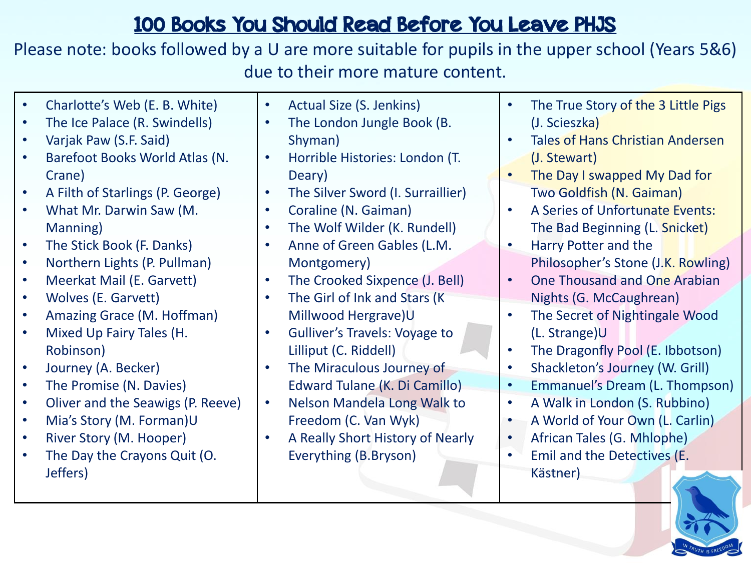# 100 Books You Should Read Before You Leave PHJS

Please note: books followed by a U are more suitable for pupils in the upper school (Years 5&6) due to their more mature content.

- Charlotte's Web (E. B. White)
- The Ice Palace (R. Swindells)
- Varjak Paw (S.F. Said)
- Barefoot Books World Atlas (N. Crane)
- A Filth of Starlings (P. George)
- What Mr. Darwin Saw (M. Manning)
- The Stick Book (F. Danks)
- Northern Lights (P. Pullman)
- Meerkat Mail (E. Garvett)
- Wolves (E. Garvett)
- Amazing Grace (M. Hoffman)
- Mixed Up Fairy Tales (H. Robinson)
- Journey (A. Becker)
- The Promise (N. Davies)
- Oliver and the Seawigs (P. Reeve)
- Mia's Story (M. Forman)U
- River Story (M. Hooper)
- The Day the Crayons Quit (O. Jeffers)
- Actual Size (S. Jenkins)
- The London Jungle Book (B. Shyman)
- Horrible Histories: London (T. Deary)
- The Silver Sword (I. Surraillier)
- Coraline (N. Gaiman)
- The Wolf Wilder (K. Rundell)
- Anne of Green Gables (L.M. Montgomery)
- The Crooked Sixpence (J. Bell)
- The Girl of Ink and Stars (K Millwood Hergrave)U
- Gulliver's Travels: Voyage to Lilliput (C. Riddell)
- The Miraculous Journey of Edward Tulane (K. Di Camillo)
- Nelson Mandela Long Walk to Freedom (C. Van Wyk)
- A Really Short History of Nearly Everything (B.Bryson)
- The True Story of the 3 Little Pigs (J. Scieszka)
- Tales of Hans Christian Andersen (J. Stewart)
- The Day I swapped My Dad for Two Goldfish (N. Gaiman)
- A Series of Unfortunate Events: The Bad Beginning (L. Snicket)
- Harry Potter and the Philosopher's Stone (J.K. Rowling)
- One Thousand and One Arabian Nights (G. McCaughrean)
- The Secret of Nightingale Wood (L. Strange)U
- The Dragonfly Pool (E. Ibbotson)
- Shackleton's Journey (W. Grill)
- Emmanuel's Dream (L. Thompson)
- A Walk in London (S. Rubbino)
- A World of Your Own (L. Carlin)
- African Tales (G. Mhlophe)
- Emil and the Detectives (E. Kästner)

IN TRUTH IS FREEDOM